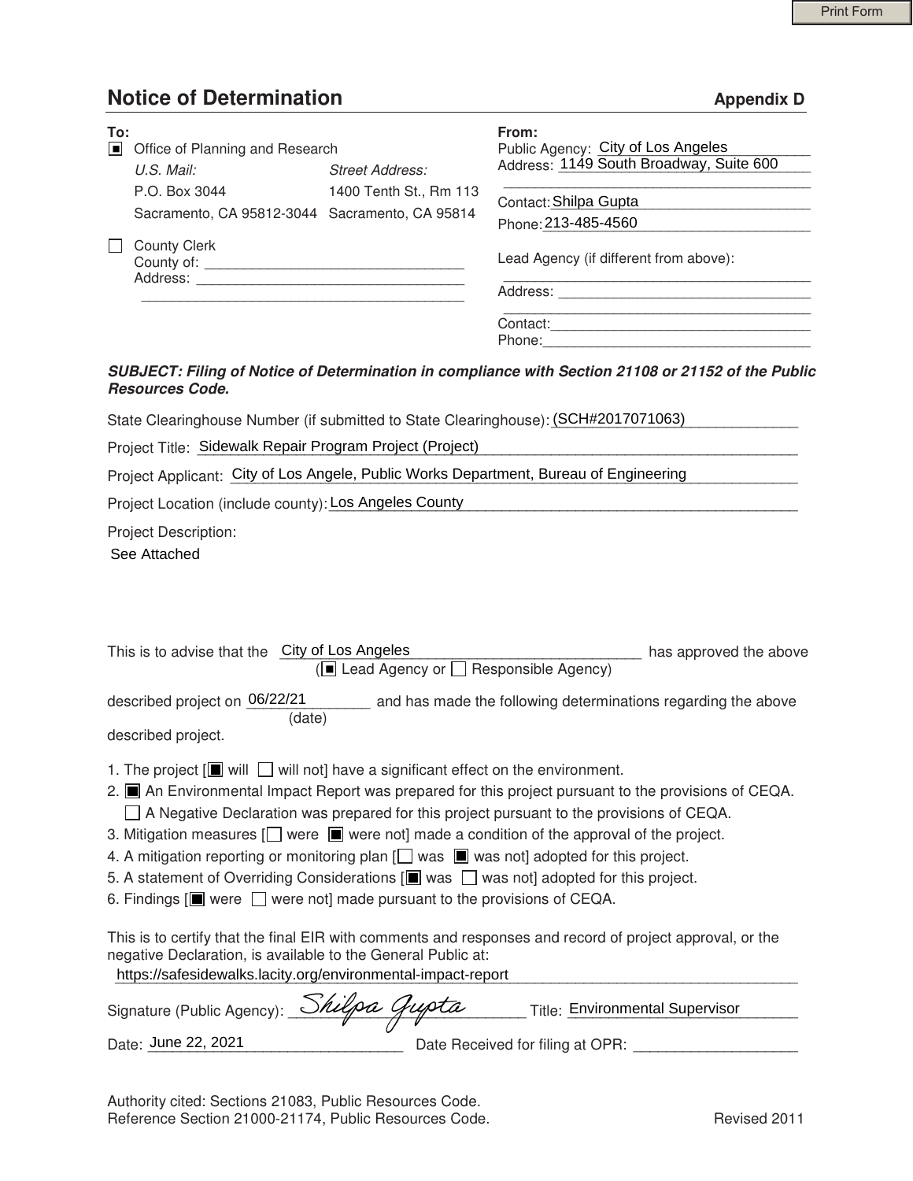# Notice of Determination

**Appendix D**

**To:**

- [■] Office of Planning and Research

| U.S. Mail: | Street Address: |
|---|---|
| P.O. Box 3044 | 1400 Tenth St., Rm 113 |
| Sacramento, CA 95812-3044 | Sacramento, CA 95814 |

- [ ] County Clerk
  County of: ______________________
  Address: ______________________

**From:**

Public Agency: City of Los Angeles
Address: 1149 South Broadway, Suite 600

Contact: Shilpa Gupta
Phone: 213-485-4560

Lead Agency (if different from above):
______________________
Address: ______________________
Contact: ______________________
Phone: ______________________

***SUBJECT: Filing of Notice of Determination in compliance with Section 21108 or 21152 of the Public Resources Code.***

State Clearinghouse Number (if submitted to State Clearinghouse): (SCH#2017071063)

Project Title: Sidewalk Repair Program Project (Project)

Project Applicant: City of Los Angele, Public Works Department, Bureau of Engineering

Project Location (include county): Los Angeles County

Project Description:

See Attached

This is to advise that the City of Los Angeles has approved the above
([■] Lead Agency or [ ] Responsible Agency)

described project on 06/22/21 (date) and has made the following determinations regarding the above described project.

1. The project [■ will [ ] will not] have a significant effect on the environment.
2. [■] An Environmental Impact Report was prepared for this project pursuant to the provisions of CEQA.
   [ ] A Negative Declaration was prepared for this project pursuant to the provisions of CEQA.
3. Mitigation measures [[ ] were [■] were not] made a condition of the approval of the project.
4. A mitigation reporting or monitoring plan [[ ] was [■] was not] adopted for this project.
5. A statement of Overriding Considerations [[■] was [ ] was not] adopted for this project.
6. Findings [[■] were [ ] were not] made pursuant to the provisions of CEQA.

This is to certify that the final EIR with comments and responses and record of project approval, or the negative Declaration, is available to the General Public at:

https://safesidewalks.lacity.org/environmental-impact-report

Signature (Public Agency): *Shilpa Gupta* Title: Environmental Supervisor

Date: June 22, 2021 Date Received for filing at OPR: ______________

Authority cited: Sections 21083, Public Resources Code.
Reference Section 21000-21174, Public Resources Code.

Revised 2011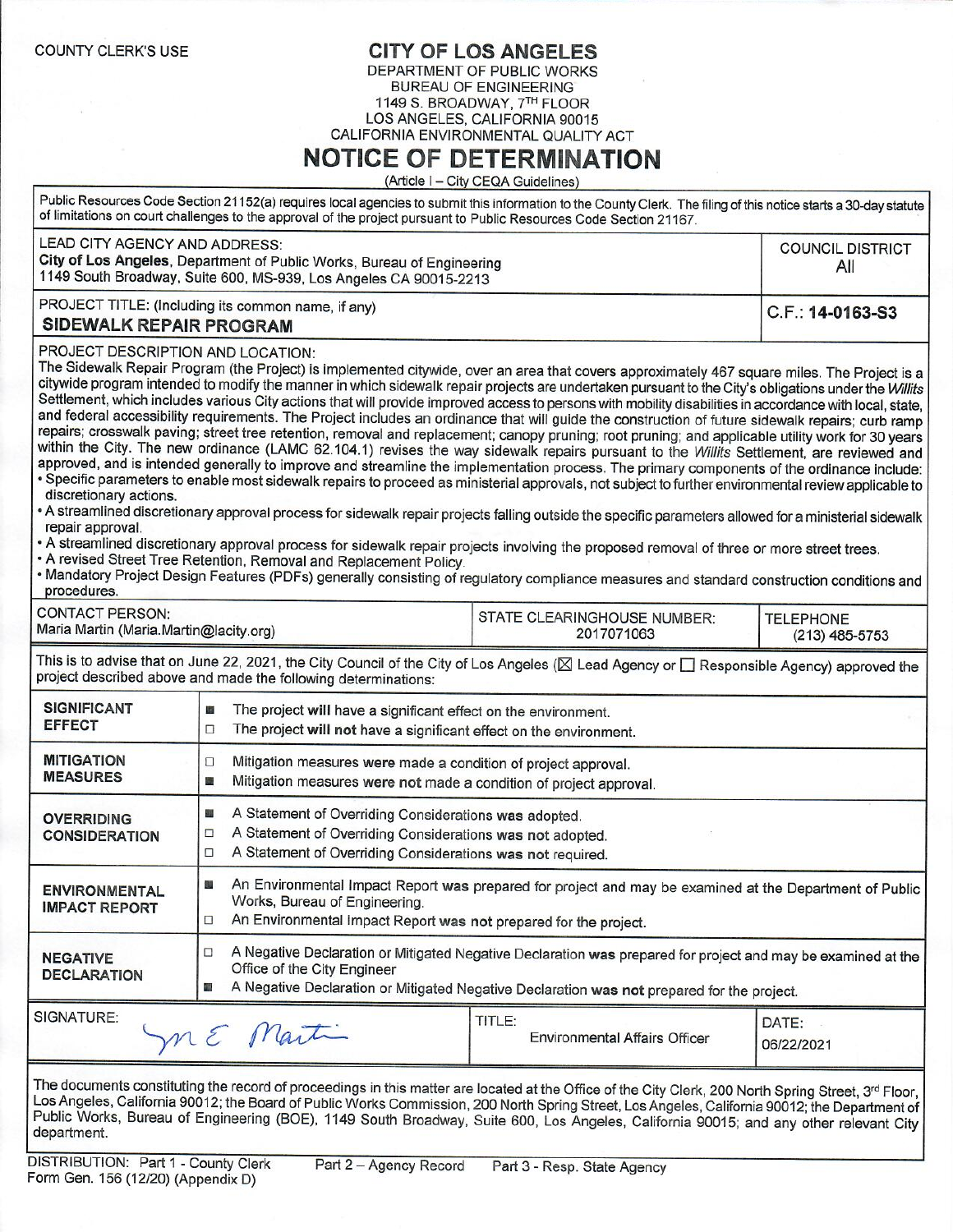COUNTY CLERK'S USE

# CITY OF LOS ANGELES

DEPARTMENT OF PUBLIC WORKS
BUREAU OF ENGINEERING
1149 S. BROADWAY, 7TH FLOOR
LOS ANGELES, CALIFORNIA 90015
CALIFORNIA ENVIRONMENTAL QUALITY ACT

# NOTICE OF DETERMINATION

(Article I – City CEQA Guidelines)

Public Resources Code Section 21152(a) requires local agencies to submit this information to the County Clerk. The filing of this notice starts a 30-day statute of limitations on court challenges to the approval of the project pursuant to Public Resources Code Section 21167.

| | |
|---|---|
| LEAD CITY AGENCY AND ADDRESS: **City of Los Angeles**, Department of Public Works, Bureau of Engineering 1149 South Broadway, Suite 600, MS-939, Los Angeles CA 90015-2213 | COUNCIL DISTRICT All |
| PROJECT TITLE: (Including its common name, if any) **SIDEWALK REPAIR PROGRAM** | C.F.: **14-0163-S3** |

PROJECT DESCRIPTION AND LOCATION:
The Sidewalk Repair Program (the Project) is implemented citywide, over an area that covers approximately 467 square miles. The Project is a citywide program intended to modify the manner in which sidewalk repair projects are undertaken pursuant to the City's obligations under the *Willits* Settlement, which includes various City actions that will provide improved access to persons with mobility disabilities in accordance with local, state, and federal accessibility requirements. The Project includes an ordinance that will guide the construction of future sidewalk repairs; curb ramp repairs; crosswalk paving; street tree retention, removal and replacement; canopy pruning; root pruning; and applicable utility work for 30 years within the City. The new ordinance (LAMC 62.104.1) revises the way sidewalk repairs pursuant to the *Willits* Settlement, are reviewed and approved, and is intended generally to improve and streamline the implementation process. The primary components of the ordinance include:

- Specific parameters to enable most sidewalk repairs to proceed as ministerial approvals, not subject to further environmental review applicable to discretionary actions.
- A streamlined discretionary approval process for sidewalk repair projects falling outside the specific parameters allowed for a ministerial sidewalk repair approval.
- A streamlined discretionary approval process for sidewalk repair projects involving the proposed removal of three or more street trees.
- A revised Street Tree Retention, Removal and Replacement Policy.
- Mandatory Project Design Features (PDFs) generally consisting of regulatory compliance measures and standard construction conditions and procedures.

| CONTACT PERSON: | STATE CLEARINGHOUSE NUMBER: | TELEPHONE |
|---|---|---|
| Maria Martin (Maria.Martin@lacity.org) | 2017071063 | (213) 485-5753 |

This is to advise that on June 22, 2021, the City Council of the City of Los Angeles (☒ Lead Agency or ☐ Responsible Agency) approved the project described above and made the following determinations:

| | |
|---|---|
| **SIGNIFICANT EFFECT** | ■ The project **will** have a significant effect on the environment.<br>☐ The project **will not** have a significant effect on the environment. |
| **MITIGATION MEASURES** | ☐ Mitigation measures **were** made a condition of project approval.<br>■ Mitigation measures **were not** made a condition of project approval. |
| **OVERRIDING CONSIDERATION** | ■ A Statement of Overriding Considerations **was** adopted.<br>☐ A Statement of Overriding Considerations **was not** adopted.<br>☐ A Statement of Overriding Considerations **was not** required. |
| **ENVIRONMENTAL IMPACT REPORT** | ■ An Environmental Impact Report **was** prepared for project and may be examined at the Department of Public Works, Bureau of Engineering.<br>☐ An Environmental Impact Report **was not** prepared for the project. |
| **NEGATIVE DECLARATION** | ☐ A Negative Declaration or Mitigated Negative Declaration **was** prepared for project and may be examined at the Office of the City Engineer<br>■ A Negative Declaration or Mitigated Negative Declaration **was not** prepared for the project. |

| SIGNATURE: | TITLE: | DATE: |
|---|---|---|
| M E Martin | Environmental Affairs Officer | 06/22/2021 |

The documents constituting the record of proceedings in this matter are located at the Office of the City Clerk, 200 North Spring Street, 3rd Floor, Los Angeles, California 90012; the Board of Public Works Commission, 200 North Spring Street, Los Angeles, California 90012; the Department of Public Works, Bureau of Engineering (BOE), 1149 South Broadway, Suite 600, Los Angeles, California 90015; and any other relevant City department.

DISTRIBUTION: Part 1 - County Clerk Part 2 – Agency Record Part 3 - Resp. State Agency
Form Gen. 156 (12/20) (Appendix D)